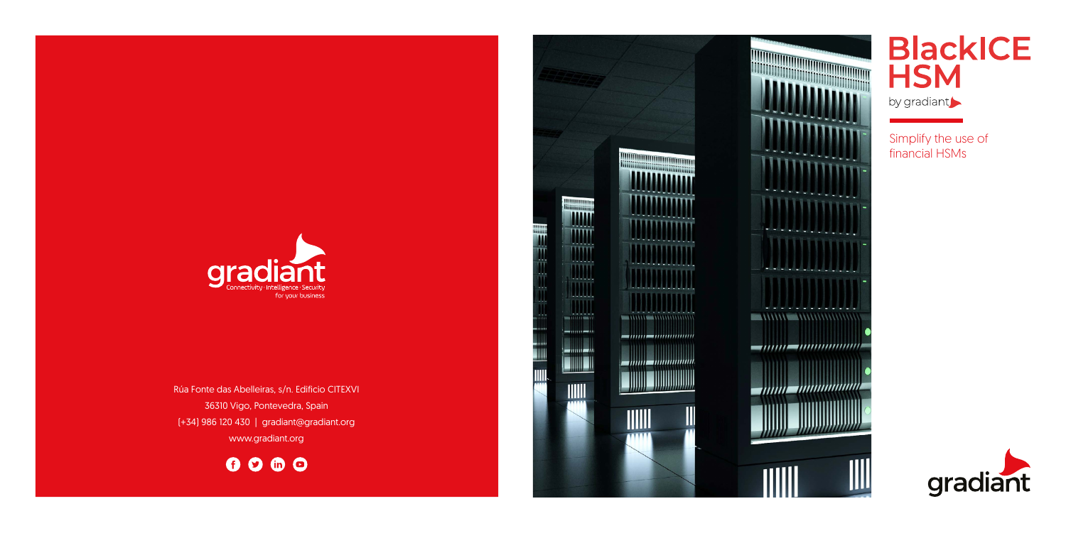# BlackICE HSM

by gradiant

Simplify the use of financial HSMs

gradiant

Connectivity · Intelligence · Security for your business

Rúa Fonte das Abelleiras, s/n. Edificio CITEXVI
36310 Vigo, Pontevedra, Spain
(+34) 986 120 430 | gradiant@gradiant.org
www.gradiant.org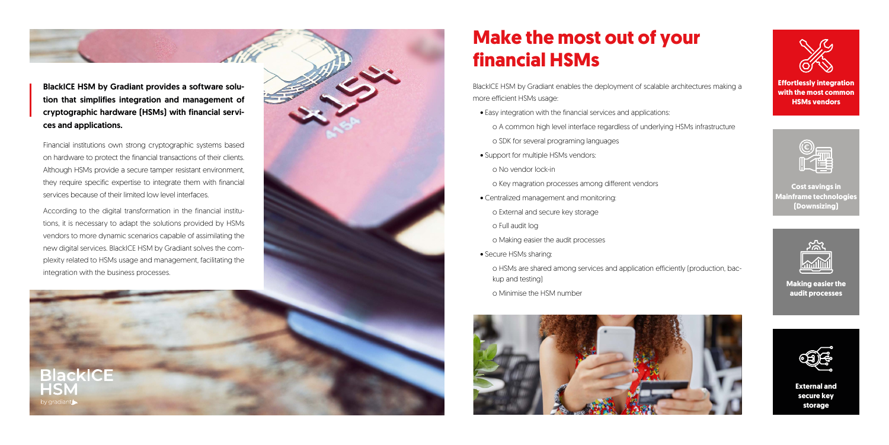**BlackICE HSM by Gradiant provides a software solution that simplifies integration and management of cryptographic hardware (HSMs) with financial services and applications.**

Financial institutions own strong cryptographic systems based on hardware to protect the financial transactions of their clients. Although HSMs provide a secure tamper resistant environment, they require specific expertise to integrate them with financial services because of their limited low level interfaces.

According to the digital transformation in the financial institutions, it is necessary to adapt the solutions provided by HSMs vendors to more dynamic scenarios capable of assimilating the new digital services. BlackICE HSM by Gradiant solves the complexity related to HSMs usage and management, facilitating the integration with the business processes.

BlackICE HSM by gradiant

# Make the most out of your financial HSMs

BlackICE HSM by Gradiant enables the deployment of scalable architectures making a more efficient HSMs usage:

- Easy integration with the financial services and applications:
  - A common high level interface regardless of underlying HSMs infrastructure
  - SDK for several programing languages
- Support for multiple HSMs vendors:
  - No vendor lock-in
  - Key magration processes among different vendors
- Centralized management and monitoring:
  - External and secure key storage
  - Full audit log
  - Making easier the audit processes
- Secure HSMs sharing:
  - HSMs are shared among services and application efficiently (production, backup and testing)
  - Minimise the HSM number

**Effortlessly integration with the most common HSMs vendors**

**Cost savings in Mainframe technologies (Downsizing)**

**Making easier the audit processes**

**External and secure key storage**